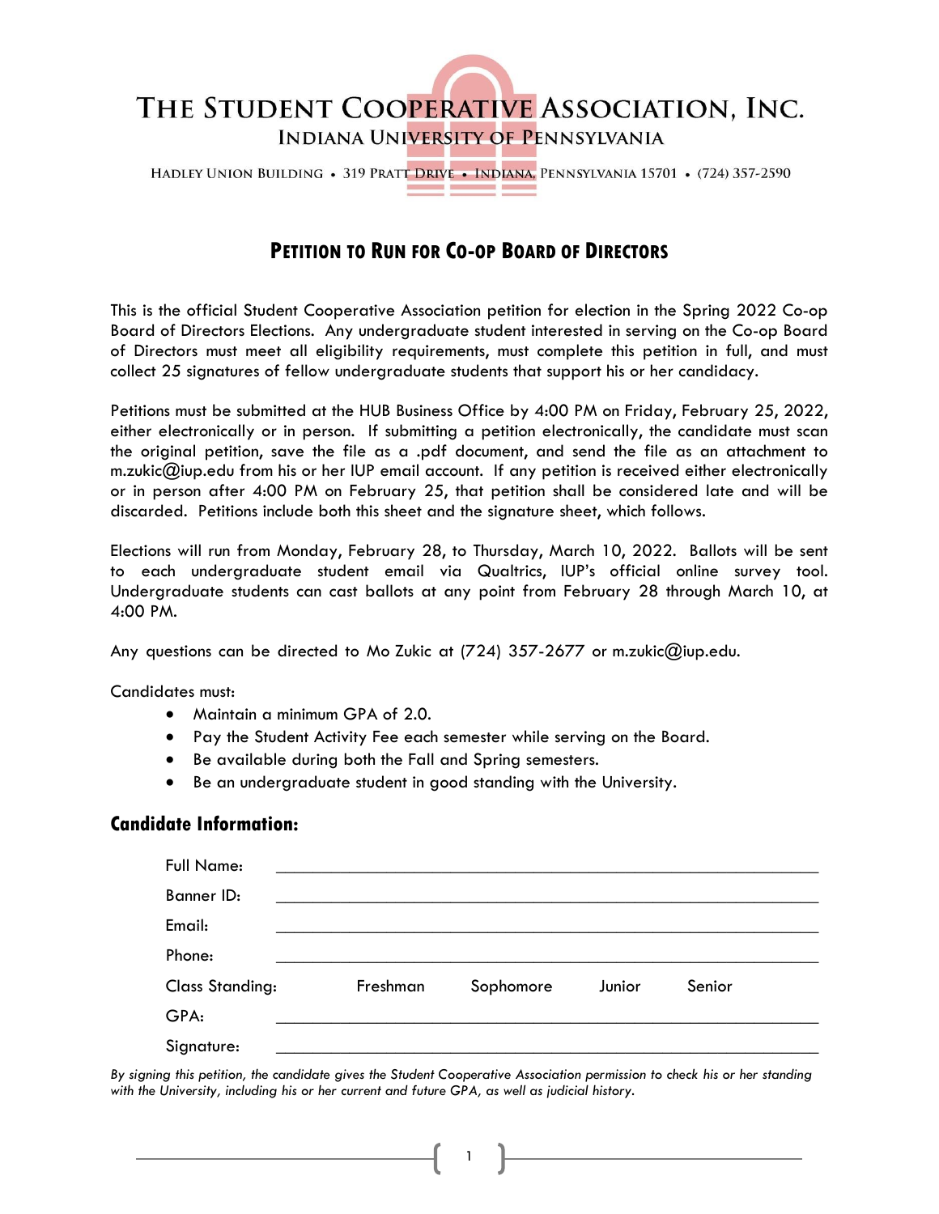# The Student Cooperative Association, Inc.

## Indiana University of Pennsylvania

Hadley Union Building • 319 Pratt Drive • Indiana, Pennsylvania 15701 • (724) 357-2590

## Petition to Run for Co-op Board of Directors

This is the official Student Cooperative Association petition for election in the Spring 2022 Co-op Board of Directors Elections. Any undergraduate student interested in serving on the Co-op Board of Directors must meet all eligibility requirements, must complete this petition in full, and must collect 25 signatures of fellow undergraduate students that support his or her candidacy.

Petitions must be submitted at the HUB Business Office by 4:00 PM on Friday, February 25, 2022, either electronically or in person. If submitting a petition electronically, the candidate must scan the original petition, save the file as a .pdf document, and send the file as an attachment to m.zukic@iup.edu from his or her IUP email account. If any petition is received either electronically or in person after 4:00 PM on February 25, that petition shall be considered late and will be discarded. Petitions include both this sheet and the signature sheet, which follows.

Elections will run from Monday, February 28, to Thursday, March 10, 2022. Ballots will be sent to each undergraduate student email via Qualtrics, IUP's official online survey tool. Undergraduate students can cast ballots at any point from February 28 through March 10, at 4:00 PM.

Any questions can be directed to Mo Zukic at (724) 357-2677 or m.zukic@iup.edu.

Candidates must:

- Maintain a minimum GPA of 2.0.
- Pay the Student Activity Fee each semester while serving on the Board.
- Be available during both the Fall and Spring semesters.
- Be an undergraduate student in good standing with the University.

### Candidate Information:

Full Name: ______________________________

Banner ID: ______________________________

Email: ______________________________

Phone: ______________________________

Class Standing: Freshman Sophomore Junior Senior

GPA: ______________________________

Signature: ______________________________

*By signing this petition, the candidate gives the Student Cooperative Association permission to check his or her standing with the University, including his or her current and future GPA, as well as judicial history.*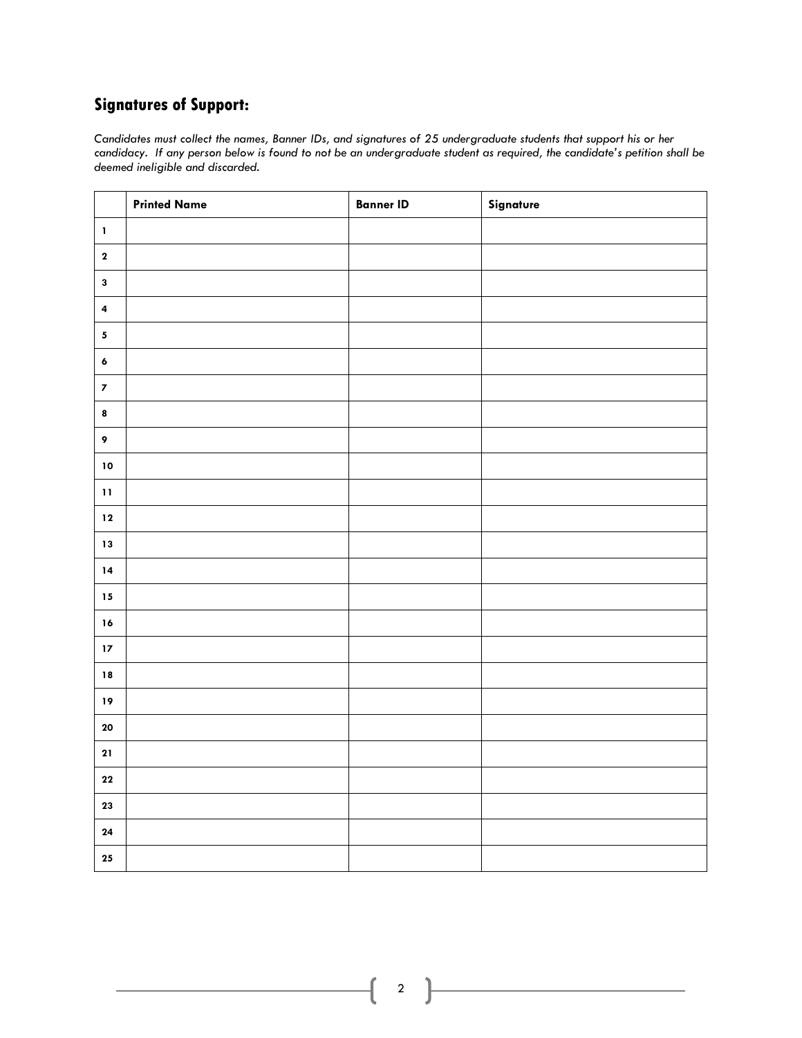## Signatures of Support:

*Candidates must collect the names, Banner IDs, and signatures of 25 undergraduate students that support his or her candidacy. If any person below is found to not be an undergraduate student as required, the candidate's petition shall be deemed ineligible and discarded.*

| | Printed Name | Banner ID | Signature |
|---|---|---|---|
| 1 | | | |
| 2 | | | |
| 3 | | | |
| 4 | | | |
| 5 | | | |
| 6 | | | |
| 7 | | | |
| 8 | | | |
| 9 | | | |
| 10 | | | |
| 11 | | | |
| 12 | | | |
| 13 | | | |
| 14 | | | |
| 15 | | | |
| 16 | | | |
| 17 | | | |
| 18 | | | |
| 19 | | | |
| 20 | | | |
| 21 | | | |
| 22 | | | |
| 23 | | | |
| 24 | | | |
| 25 | | | |